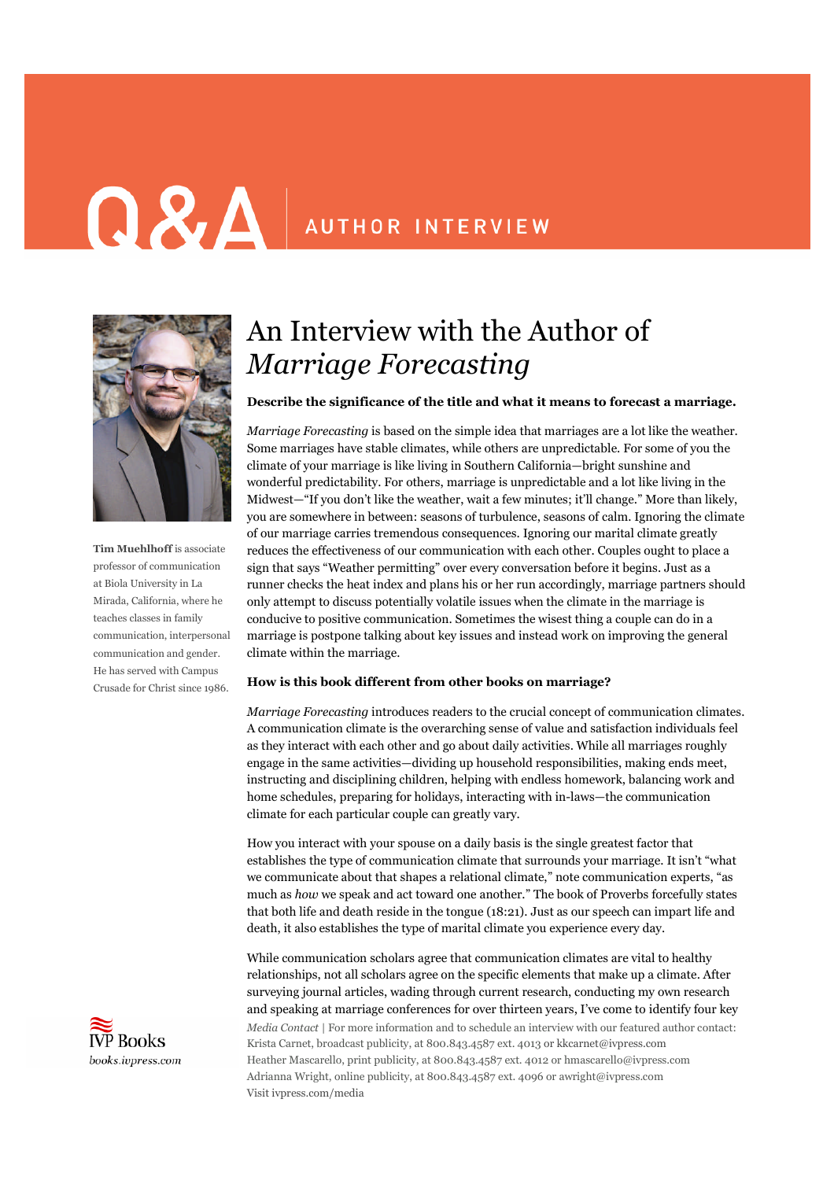# Q&A | AUTHOR INTERVIEW

## An Interview with the Author of *Marriage Forecasting*

**Tim Muehlhoff** is associate professor of communication at Biola University in La Mirada, California, where he teaches classes in family communication, interpersonal communication and gender. He has served with Campus Crusade for Christ since 1986.

**Describe the significance of the title and what it means to forecast a marriage.**

*Marriage Forecasting* is based on the simple idea that marriages are a lot like the weather. Some marriages have stable climates, while others are unpredictable. For some of you the climate of your marriage is like living in Southern California—bright sunshine and wonderful predictability. For others, marriage is unpredictable and a lot like living in the Midwest—"If you don't like the weather, wait a few minutes; it'll change." More than likely, you are somewhere in between: seasons of turbulence, seasons of calm. Ignoring the climate of our marriage carries tremendous consequences. Ignoring our marital climate greatly reduces the effectiveness of our communication with each other. Couples ought to place a sign that says "Weather permitting" over every conversation before it begins. Just as a runner checks the heat index and plans his or her run accordingly, marriage partners should only attempt to discuss potentially volatile issues when the climate in the marriage is conducive to positive communication. Sometimes the wisest thing a couple can do in a marriage is postpone talking about key issues and instead work on improving the general climate within the marriage.

**How is this book different from other books on marriage?**

*Marriage Forecasting* introduces readers to the crucial concept of communication climates. A communication climate is the overarching sense of value and satisfaction individuals feel as they interact with each other and go about daily activities. While all marriages roughly engage in the same activities—dividing up household responsibilities, making ends meet, instructing and disciplining children, helping with endless homework, balancing work and home schedules, preparing for holidays, interacting with in-laws—the communication climate for each particular couple can greatly vary.

How you interact with your spouse on a daily basis is the single greatest factor that establishes the type of communication climate that surrounds your marriage. It isn't "what we communicate about that shapes a relational climate," note communication experts, "as much as *how* we speak and act toward one another." The book of Proverbs forcefully states that both life and death reside in the tongue (18:21). Just as our speech can impart life and death, it also establishes the type of marital climate you experience every day.

While communication scholars agree that communication climates are vital to healthy relationships, not all scholars agree on the specific elements that make up a climate. After surveying journal articles, wading through current research, conducting my own research and speaking at marriage conferences for over thirteen years, I've come to identify four key

*Media Contact* | For more information and to schedule an interview with our featured author contact:
Krista Carnet, broadcast publicity, at 800.843.4587 ext. 4013 or kkcarnet@ivpress.com
Heather Mascarello, print publicity, at 800.843.4587 ext. 4012 or hmascarello@ivpress.com
Adrianna Wright, online publicity, at 800.843.4587 ext. 4096 or awright@ivpress.com
Visit ivpress.com/media

IVP Books
books.ivpress.com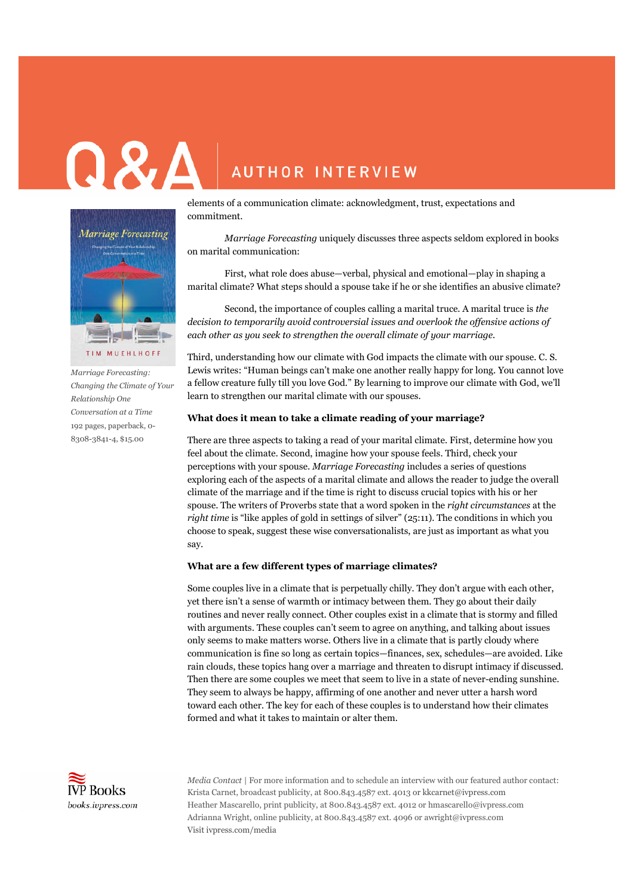elements of a communication climate: acknowledgment, trust, expectations and commitment.

*Marriage Forecasting* uniquely discusses three aspects seldom explored in books on marital communication:

First, what role does abuse—verbal, physical and emotional—play in shaping a marital climate? What steps should a spouse take if he or she identifies an abusive climate?

Second, the importance of couples calling a marital truce. A marital truce is *the decision to temporarily avoid controversial issues and overlook the offensive actions of each other as you seek to strengthen the overall climate of your marriage.*

Third, understanding how our climate with God impacts the climate with our spouse. C. S. Lewis writes: "Human beings can't make one another really happy for long. You cannot love a fellow creature fully till you love God." By learning to improve our climate with God, we'll learn to strengthen our marital climate with our spouses.

**What does it mean to take a climate reading of your marriage?**

There are three aspects to taking a read of your marital climate. First, determine how you feel about the climate. Second, imagine how your spouse feels. Third, check your perceptions with your spouse. *Marriage Forecasting* includes a series of questions exploring each of the aspects of a marital climate and allows the reader to judge the overall climate of the marriage and if the time is right to discuss crucial topics with his or her spouse. The writers of Proverbs state that a word spoken in the *right circumstances* at the *right time* is "like apples of gold in settings of silver" (25:11). The conditions in which you choose to speak, suggest these wise conversationalists, are just as important as what you say.

**What are a few different types of marriage climates?**

Some couples live in a climate that is perpetually chilly. They don't argue with each other, yet there isn't a sense of warmth or intimacy between them. They go about their daily routines and never really connect. Other couples exist in a climate that is stormy and filled with arguments. These couples can't seem to agree on anything, and talking about issues only seems to make matters worse. Others live in a climate that is partly cloudy where communication is fine so long as certain topics—finances, sex, schedules—are avoided. Like rain clouds, these topics hang over a marriage and threaten to disrupt intimacy if discussed. Then there are some couples we meet that seem to live in a state of never-ending sunshine. They seem to always be happy, affirming of one another and never utter a harsh word toward each other. The key for each of these couples is to understand how their climates formed and what it takes to maintain or alter them.

*Marriage Forecasting: Changing the Climate of Your Relationship One Conversation at a Time*
192 pages, paperback, 0-8308-3841-4, $15.00

*Media Contact* | For more information and to schedule an interview with our featured author contact:
Krista Carnet, broadcast publicity, at 800.843.4587 ext. 4013 or kkcarnet@ivpress.com
Heather Mascarello, print publicity, at 800.843.4587 ext. 4012 or hmascarello@ivpress.com
Adrianna Wright, online publicity, at 800.843.4587 ext. 4096 or awright@ivpress.com
Visit ivpress.com/media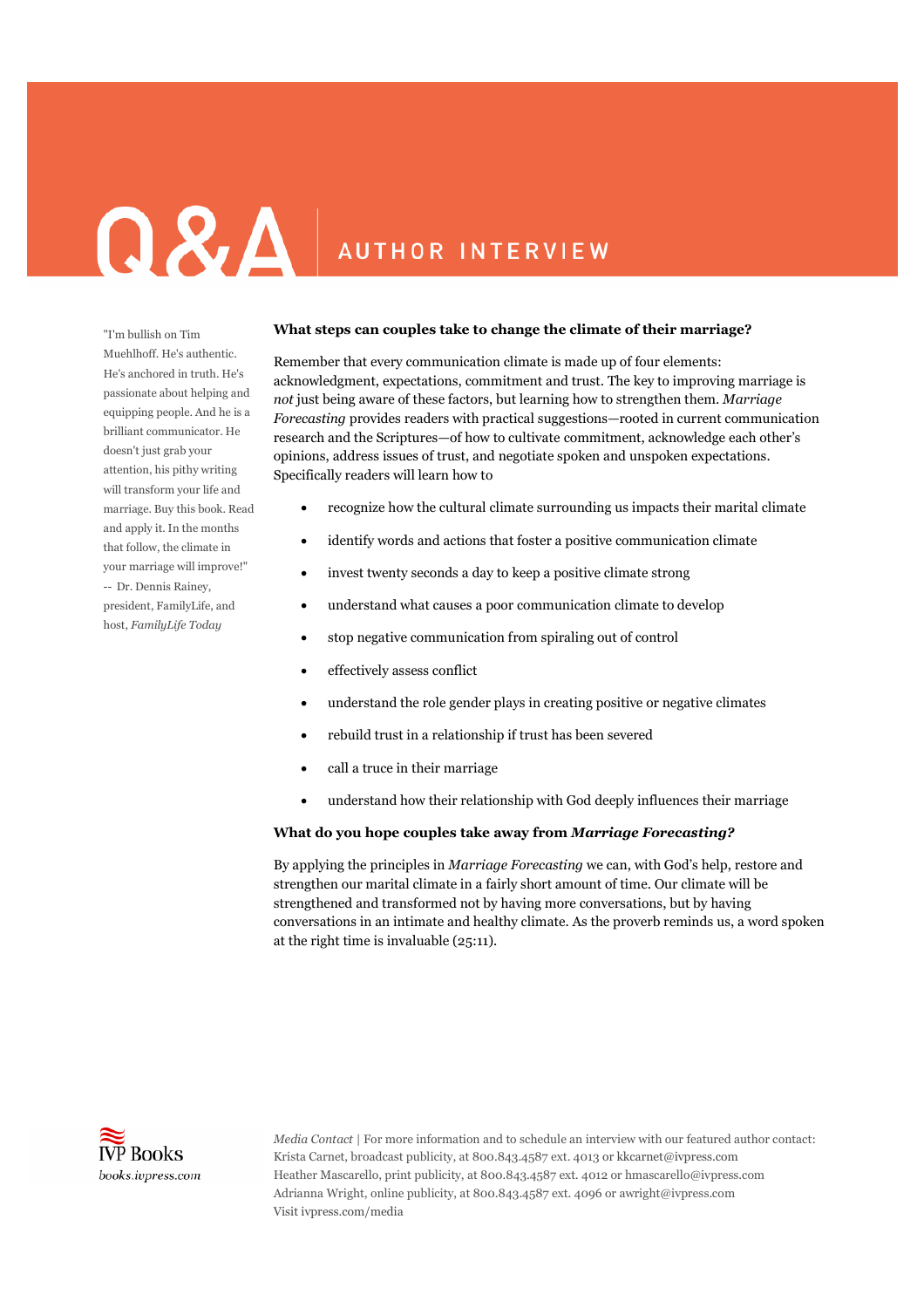# Q&A | AUTHOR INTERVIEW

"I'm bullish on Tim Muehlhoff. He's authentic. He's anchored in truth. He's passionate about helping and equipping people. And he is a brilliant communicator. He doesn't just grab your attention, his pithy writing will transform your life and marriage. Buy this book. Read and apply it. In the months that follow, the climate in your marriage will improve!" -- Dr. Dennis Rainey, president, FamilyLife, and host, *FamilyLife Today*

**What steps can couples take to change the climate of their marriage?**

Remember that every communication climate is made up of four elements: acknowledgment, expectations, commitment and trust. The key to improving marriage is *not* just being aware of these factors, but learning how to strengthen them. *Marriage Forecasting* provides readers with practical suggestions—rooted in current communication research and the Scriptures—of how to cultivate commitment, acknowledge each other's opinions, address issues of trust, and negotiate spoken and unspoken expectations. Specifically readers will learn how to

- recognize how the cultural climate surrounding us impacts their marital climate
- identify words and actions that foster a positive communication climate
- invest twenty seconds a day to keep a positive climate strong
- understand what causes a poor communication climate to develop
- stop negative communication from spiraling out of control
- effectively assess conflict
- understand the role gender plays in creating positive or negative climates
- rebuild trust in a relationship if trust has been severed
- call a truce in their marriage
- understand how their relationship with God deeply influences their marriage

**What do you hope couples take away from *Marriage Forecasting?***

By applying the principles in *Marriage Forecasting* we can, with God's help, restore and strengthen our marital climate in a fairly short amount of time. Our climate will be strengthened and transformed not by having more conversations, but by having conversations in an intimate and healthy climate. As the proverb reminds us, a word spoken at the right time is invaluable (25:11).

IVP Books
*books.ivpress.com*

*Media Contact* | For more information and to schedule an interview with our featured author contact:
Krista Carnet, broadcast publicity, at 800.843.4587 ext. 4013 or kkcarnet@ivpress.com
Heather Mascarello, print publicity, at 800.843.4587 ext. 4012 or hmascarello@ivpress.com
Adrianna Wright, online publicity, at 800.843.4587 ext. 4096 or awright@ivpress.com
Visit ivpress.com/media